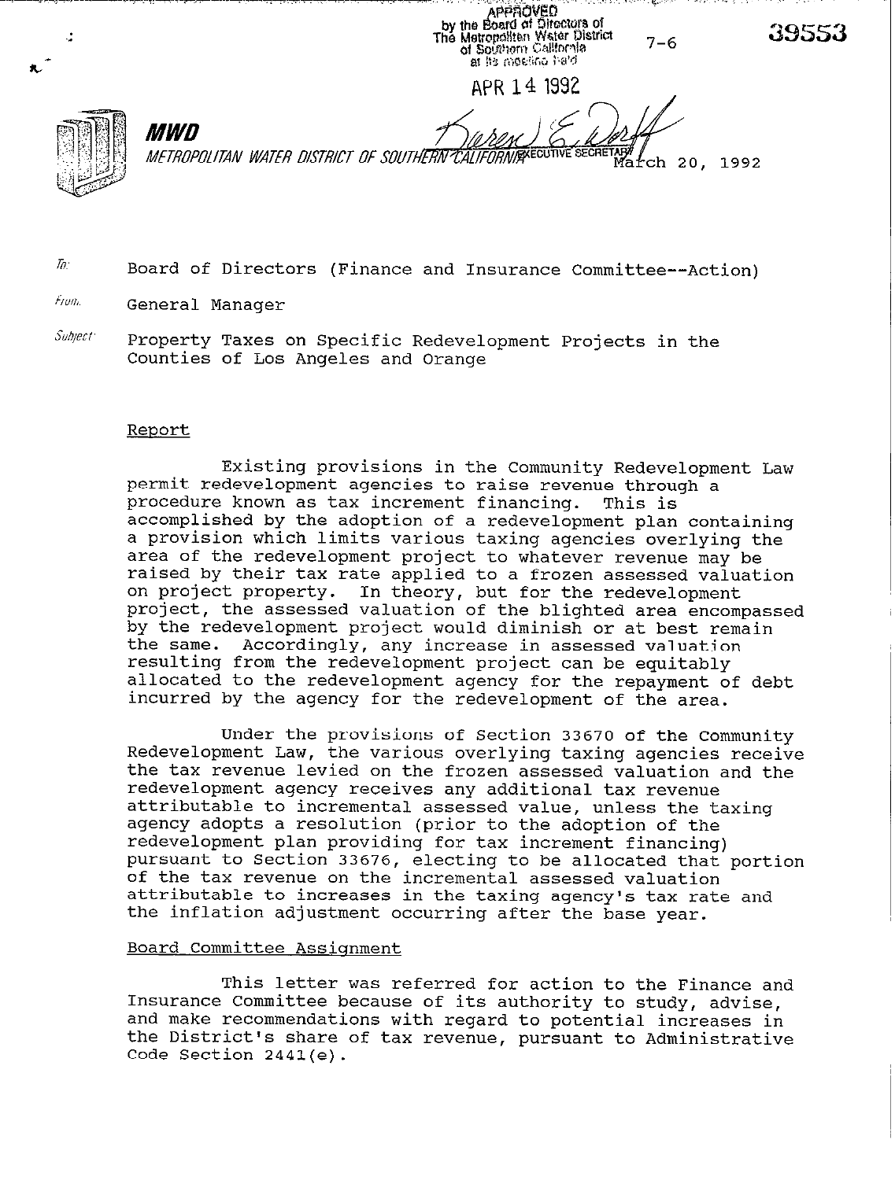APPROVED
by the Board of Directors of
The Metropolitan Water District
of Southern California
at its meeting held

APR 14 1992

EXECUTIVE SECRETARY

7-6

39553

**MWD**

METROPOLITAN WATER DISTRICT OF SOUTHERN CALIFORNIA

March 20, 1992

To: Board of Directors (Finance and Insurance Committee--Action)

From: General Manager

Subject: Property Taxes on Specific Redevelopment Projects in the Counties of Los Angeles and Orange

Report

Existing provisions in the Community Redevelopment Law permit redevelopment agencies to raise revenue through a procedure known as tax increment financing. This is accomplished by the adoption of a redevelopment plan containing a provision which limits various taxing agencies overlying the area of the redevelopment project to whatever revenue may be raised by their tax rate applied to a frozen assessed valuation on project property. In theory, but for the redevelopment project, the assessed valuation of the blighted area encompassed by the redevelopment project would diminish or at best remain the same. Accordingly, any increase in assessed valuation resulting from the redevelopment project can be equitably allocated to the redevelopment agency for the repayment of debt incurred by the agency for the redevelopment of the area.

Under the provisions of Section 33670 of the Community Redevelopment Law, the various overlying taxing agencies receive the tax revenue levied on the frozen assessed valuation and the redevelopment agency receives any additional tax revenue attributable to incremental assessed value, unless the taxing agency adopts a resolution (prior to the adoption of the redevelopment plan providing for tax increment financing) pursuant to Section 33676, electing to be allocated that portion of the tax revenue on the incremental assessed valuation attributable to increases in the taxing agency's tax rate and the inflation adjustment occurring after the base year.

Board Committee Assignment

This letter was referred for action to the Finance and Insurance Committee because of its authority to study, advise, and make recommendations with regard to potential increases in the District's share of tax revenue, pursuant to Administrative Code Section 2441(e).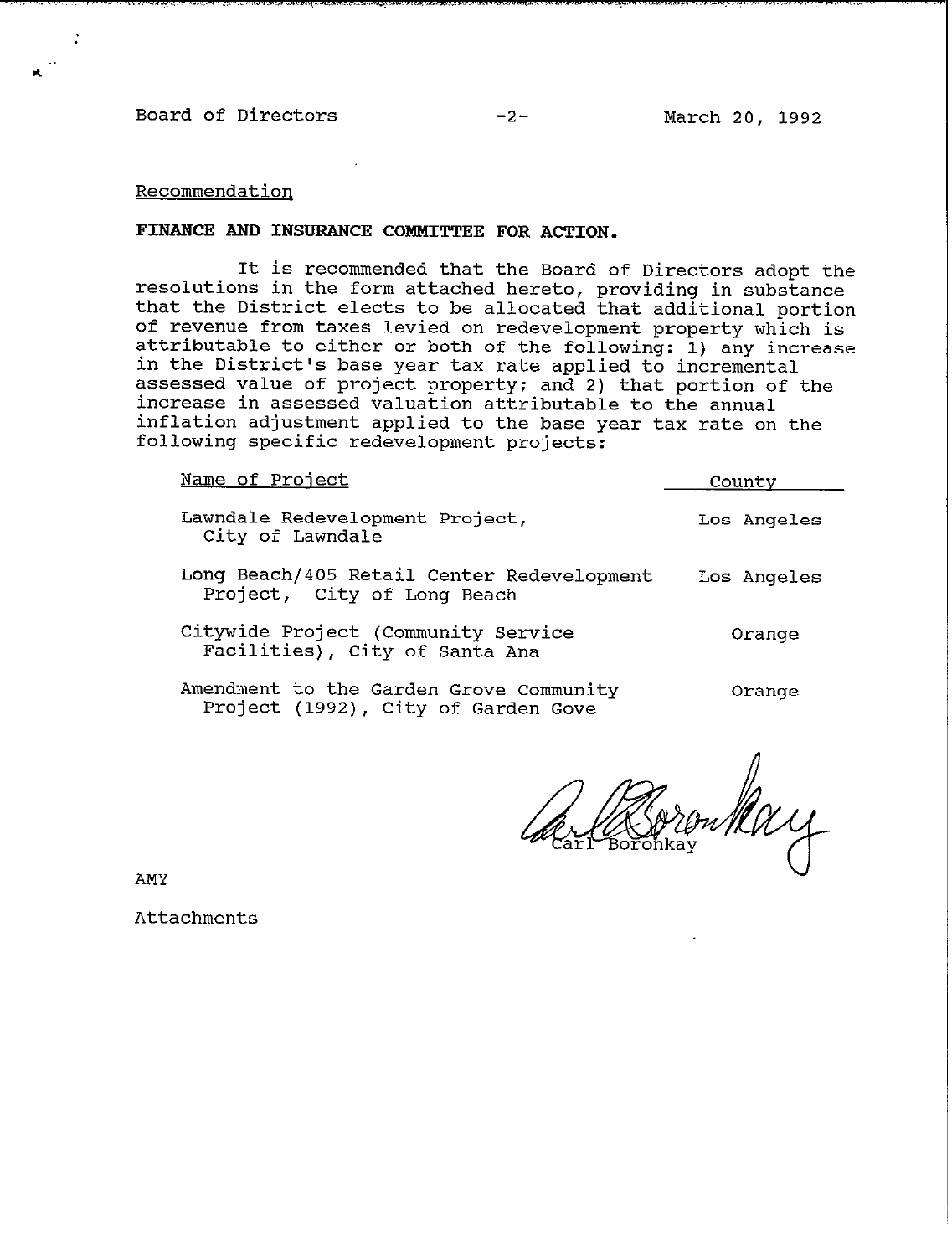## Recommendation

**FINANCE AND INSURANCE COMMITTEE FOR ACTION.**

It is recommended that the Board of Directors adopt the resolutions in the form attached hereto, providing in substance that the District elects to be allocated that additional portion of revenue from taxes levied on redevelopment property which is attributable to either or both of the following: 1) any increase in the District's base year tax rate applied to incremental assessed value of project property; and 2) that portion of the increase in assessed valuation attributable to the annual inflation adjustment applied to the base year tax rate on the following specific redevelopment projects:

| Name of Project | County |
|---|---|
| Lawndale Redevelopment Project, City of Lawndale | Los Angeles |
| Long Beach/405 Retail Center Redevelopment Project, City of Long Beach | Los Angeles |
| Citywide Project (Community Service Facilities), City of Santa Ana | Orange |
| Amendment to the Garden Grove Community Project (1992), City of Garden Gove | Orange |

Carl Boronkay

AMY

Attachments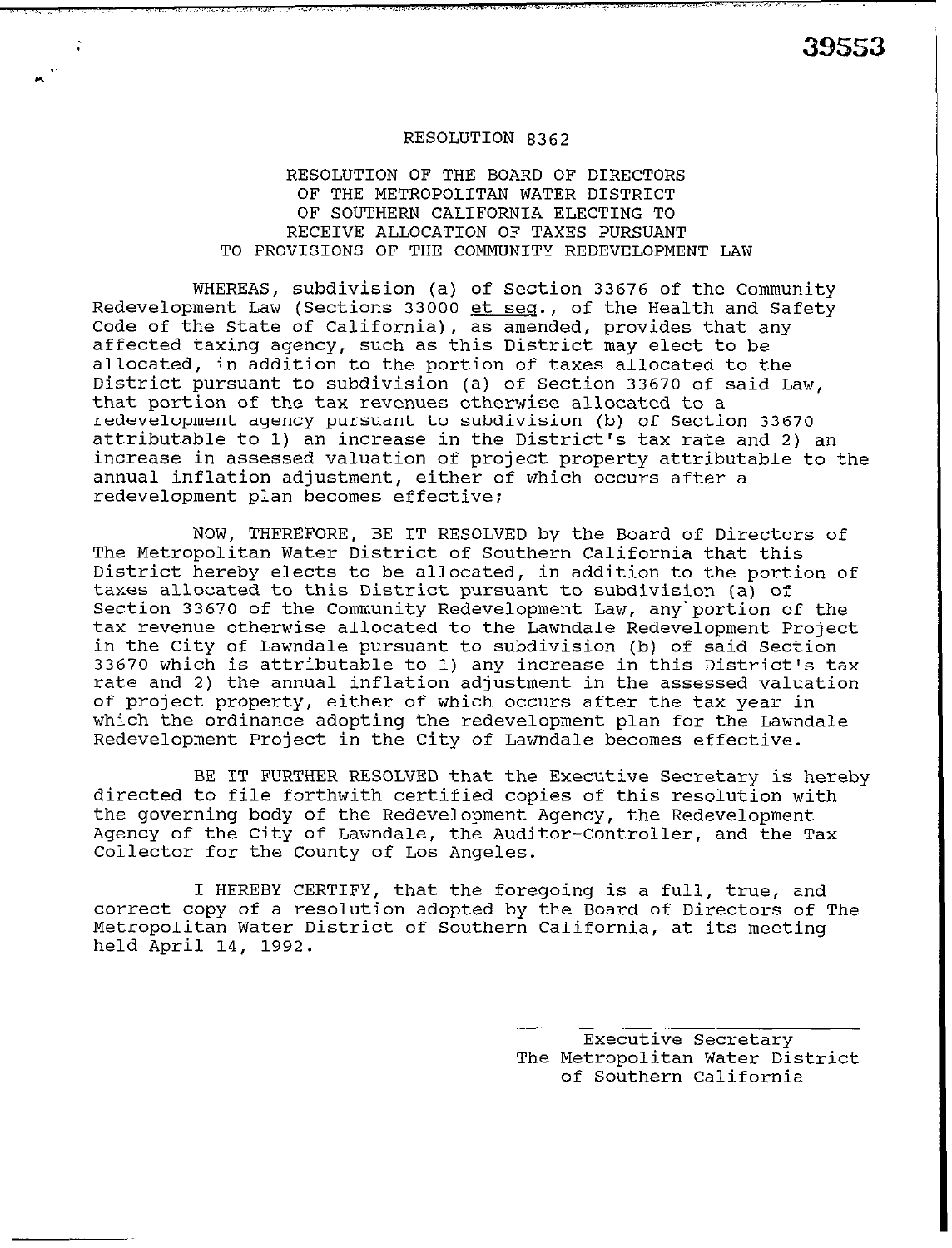39553

RESOLUTION 8362

RESOLUTION OF THE BOARD OF DIRECTORS OF THE METROPOLITAN WATER DISTRICT OF SOUTHERN CALIFORNIA ELECTING TO RECEIVE ALLOCATION OF TAXES PURSUANT TO PROVISIONS OF THE COMMUNITY REDEVELOPMENT LAW

WHEREAS, subdivision (a) of Section 33676 of the Community Redevelopment Law (Sections 33000 et seq., of the Health and Safety Code of the State of California), as amended, provides that any affected taxing agency, such as this District may elect to be allocated, in addition to the portion of taxes allocated to the District pursuant to subdivision (a) of Section 33670 of said Law, that portion of the tax revenues otherwise allocated to a redevelopment agency pursuant to subdivision (b) of Section 33670 attributable to 1) an increase in the District's tax rate and 2) an increase in assessed valuation of project property attributable to the annual inflation adjustment, either of which occurs after a redevelopment plan becomes effective;

NOW, THEREFORE, BE IT RESOLVED by the Board of Directors of The Metropolitan Water District of Southern California that this District hereby elects to be allocated, in addition to the portion of taxes allocated to this District pursuant to subdivision (a) of Section 33670 of the Community Redevelopment Law, any portion of the tax revenue otherwise allocated to the Lawndale Redevelopment Project in the City of Lawndale pursuant to subdivision (b) of said Section 33670 which is attributable to 1) any increase in this District's tax rate and 2) the annual inflation adjustment in the assessed valuation of project property, either of which occurs after the tax year in which the ordinance adopting the redevelopment plan for the Lawndale Redevelopment Project in the City of Lawndale becomes effective.

BE IT FURTHER RESOLVED that the Executive Secretary is hereby directed to file forthwith certified copies of this resolution with the governing body of the Redevelopment Agency, the Redevelopment Agency of the City of Lawndale, the Auditor-Controller, and the Tax Collector for the County of Los Angeles.

I HEREBY CERTIFY, that the foregoing is a full, true, and correct copy of a resolution adopted by the Board of Directors of The Metropolitan Water District of Southern California, at its meeting held April 14, 1992.

Executive Secretary
The Metropolitan Water District of Southern California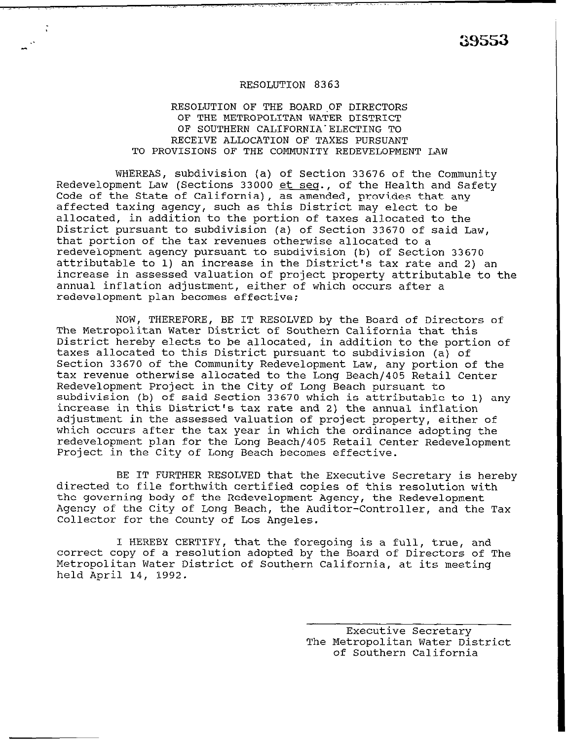39553

RESOLUTION 8363

RESOLUTION OF THE BOARD OF DIRECTORS OF THE METROPOLITAN WATER DISTRICT OF SOUTHERN CALIFORNIA ELECTING TO RECEIVE ALLOCATION OF TAXES PURSUANT TO PROVISIONS OF THE COMMUNITY REDEVELOPMENT LAW

WHEREAS, subdivision (a) of Section 33676 of the Community Redevelopment Law (Sections 33000 *et seq.*, of the Health and Safety Code of the State of California), as amended, provides that any affected taxing agency, such as this District may elect to be allocated, in addition to the portion of taxes allocated to the District pursuant to subdivision (a) of Section 33670 of said Law, that portion of the tax revenues otherwise allocated to a redevelopment agency pursuant to subdivision (b) of Section 33670 attributable to 1) an increase in the District's tax rate and 2) an increase in assessed valuation of project property attributable to the annual inflation adjustment, either of which occurs after a redevelopment plan becomes effective;

NOW, THEREFORE, BE IT RESOLVED by the Board of Directors of The Metropolitan Water District of Southern California that this District hereby elects to be allocated, in addition to the portion of taxes allocated to this District pursuant to subdivision (a) of Section 33670 of the Community Redevelopment Law, any portion of the tax revenue otherwise allocated to the Long Beach/405 Retail Center Redevelopment Project in the City of Long Beach pursuant to subdivision (b) of said Section 33670 which is attributable to 1) any increase in this District's tax rate and 2) the annual inflation adjustment in the assessed valuation of project property, either of which occurs after the tax year in which the ordinance adopting the redevelopment plan for the Long Beach/405 Retail Center Redevelopment Project in the City of Long Beach becomes effective.

BE IT FURTHER RESOLVED that the Executive Secretary is hereby directed to file forthwith certified copies of this resolution with the governing body of the Redevelopment Agency, the Redevelopment Agency of the City of Long Beach, the Auditor-Controller, and the Tax Collector for the County of Los Angeles.

I HEREBY CERTIFY, that the foregoing is a full, true, and correct copy of a resolution adopted by the Board of Directors of The Metropolitan Water District of Southern California, at its meeting held April 14, 1992.

Executive Secretary
The Metropolitan Water District of Southern California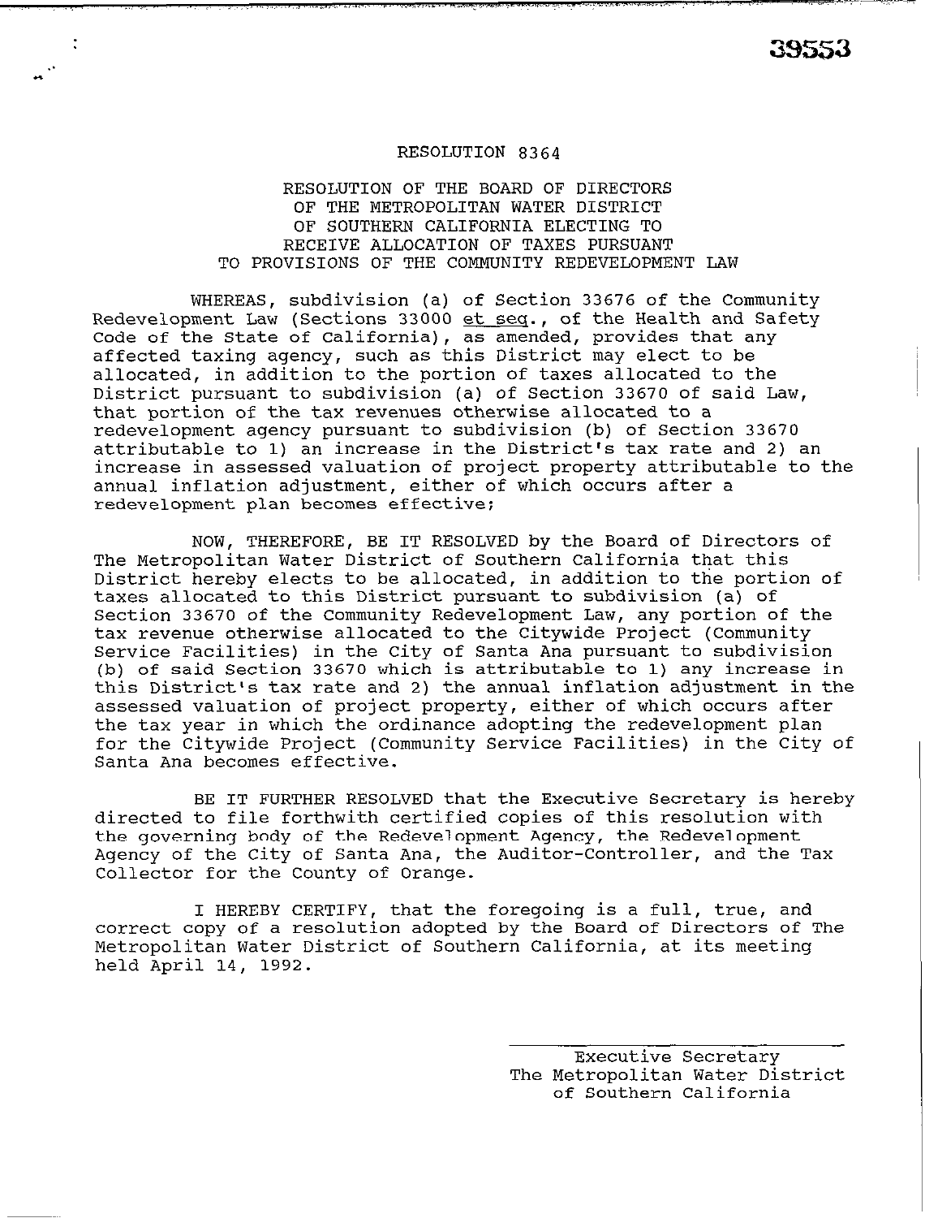39553

RESOLUTION 8364

RESOLUTION OF THE BOARD OF DIRECTORS OF THE METROPOLITAN WATER DISTRICT OF SOUTHERN CALIFORNIA ELECTING TO RECEIVE ALLOCATION OF TAXES PURSUANT TO PROVISIONS OF THE COMMUNITY REDEVELOPMENT LAW

WHEREAS, subdivision (a) of Section 33676 of the Community Redevelopment Law (Sections 33000 et seq., of the Health and Safety Code of the State of California), as amended, provides that any affected taxing agency, such as this District may elect to be allocated, in addition to the portion of taxes allocated to the District pursuant to subdivision (a) of Section 33670 of said Law, that portion of the tax revenues otherwise allocated to a redevelopment agency pursuant to subdivision (b) of Section 33670 attributable to 1) an increase in the District's tax rate and 2) an increase in assessed valuation of project property attributable to the annual inflation adjustment, either of which occurs after a redevelopment plan becomes effective;

NOW, THEREFORE, BE IT RESOLVED by the Board of Directors of The Metropolitan Water District of Southern California that this District hereby elects to be allocated, in addition to the portion of taxes allocated to this District pursuant to subdivision (a) of Section 33670 of the Community Redevelopment Law, any portion of the tax revenue otherwise allocated to the Citywide Project (Community Service Facilities) in the City of Santa Ana pursuant to subdivision (b) of said Section 33670 which is attributable to 1) any increase in this District's tax rate and 2) the annual inflation adjustment in the assessed valuation of project property, either of which occurs after the tax year in which the ordinance adopting the redevelopment plan for the Citywide Project (Community Service Facilities) in the City of Santa Ana becomes effective.

BE IT FURTHER RESOLVED that the Executive Secretary is hereby directed to file forthwith certified copies of this resolution with the governing body of the Redevelopment Agency, the Redevelopment Agency of the City of Santa Ana, the Auditor-Controller, and the Tax Collector for the County of Orange.

I HEREBY CERTIFY, that the foregoing is a full, true, and correct copy of a resolution adopted by the Board of Directors of The Metropolitan Water District of Southern California, at its meeting held April 14, 1992.

Executive Secretary
The Metropolitan Water District
of Southern California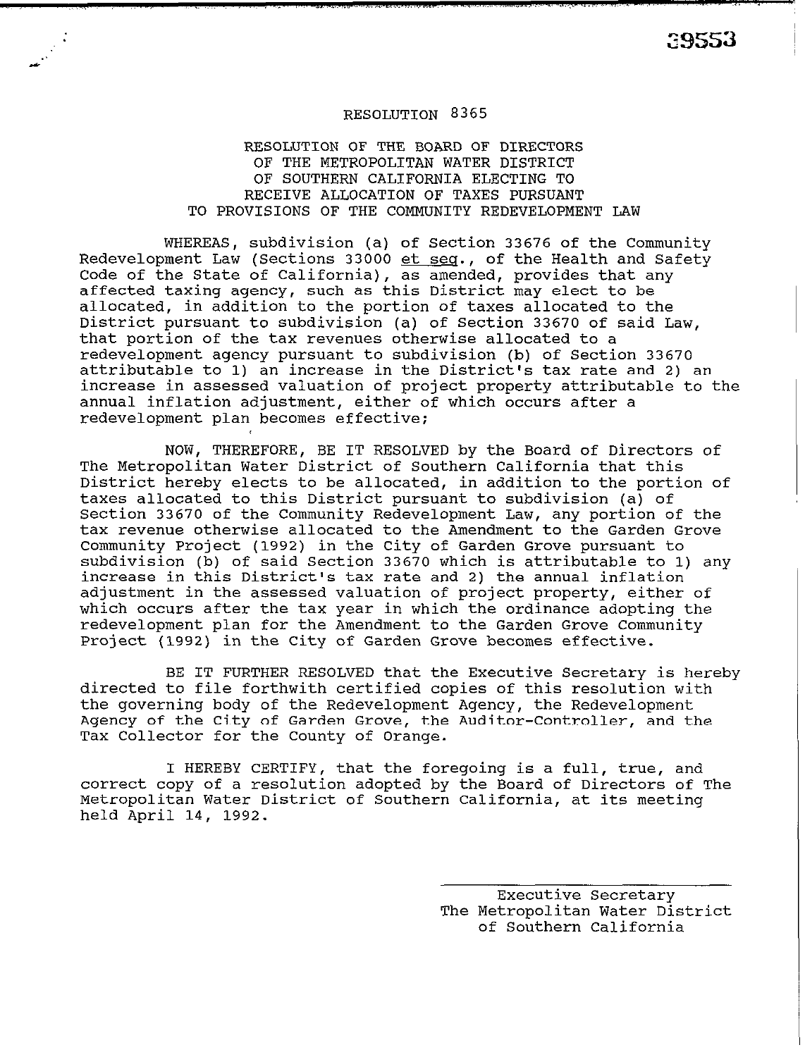39553

RESOLUTION 8365

RESOLUTION OF THE BOARD OF DIRECTORS OF THE METROPOLITAN WATER DISTRICT OF SOUTHERN CALIFORNIA ELECTING TO RECEIVE ALLOCATION OF TAXES PURSUANT TO PROVISIONS OF THE COMMUNITY REDEVELOPMENT LAW

WHEREAS, subdivision (a) of Section 33676 of the Community Redevelopment Law (Sections 33000 et seq., of the Health and Safety Code of the State of California), as amended, provides that any affected taxing agency, such as this District may elect to be allocated, in addition to the portion of taxes allocated to the District pursuant to subdivision (a) of Section 33670 of said Law, that portion of the tax revenues otherwise allocated to a redevelopment agency pursuant to subdivision (b) of Section 33670 attributable to 1) an increase in the District's tax rate and 2) an increase in assessed valuation of project property attributable to the annual inflation adjustment, either of which occurs after a redevelopment plan becomes effective;

NOW, THEREFORE, BE IT RESOLVED by the Board of Directors of The Metropolitan Water District of Southern California that this District hereby elects to be allocated, in addition to the portion of taxes allocated to this District pursuant to subdivision (a) of Section 33670 of the Community Redevelopment Law, any portion of the tax revenue otherwise allocated to the Amendment to the Garden Grove Community Project (1992) in the City of Garden Grove pursuant to subdivision (b) of said Section 33670 which is attributable to 1) any increase in this District's tax rate and 2) the annual inflation adjustment in the assessed valuation of project property, either of which occurs after the tax year in which the ordinance adopting the redevelopment plan for the Amendment to the Garden Grove Community Project (1992) in the City of Garden Grove becomes effective.

BE IT FURTHER RESOLVED that the Executive Secretary is hereby directed to file forthwith certified copies of this resolution with the governing body of the Redevelopment Agency, the Redevelopment Agency of the City of Garden Grove, the Auditor-Controller, and the Tax Collector for the County of Orange.

I HEREBY CERTIFY, that the foregoing is a full, true, and correct copy of a resolution adopted by the Board of Directors of The Metropolitan Water District of Southern California, at its meeting held April 14, 1992.

Executive Secretary
The Metropolitan Water District
of Southern California